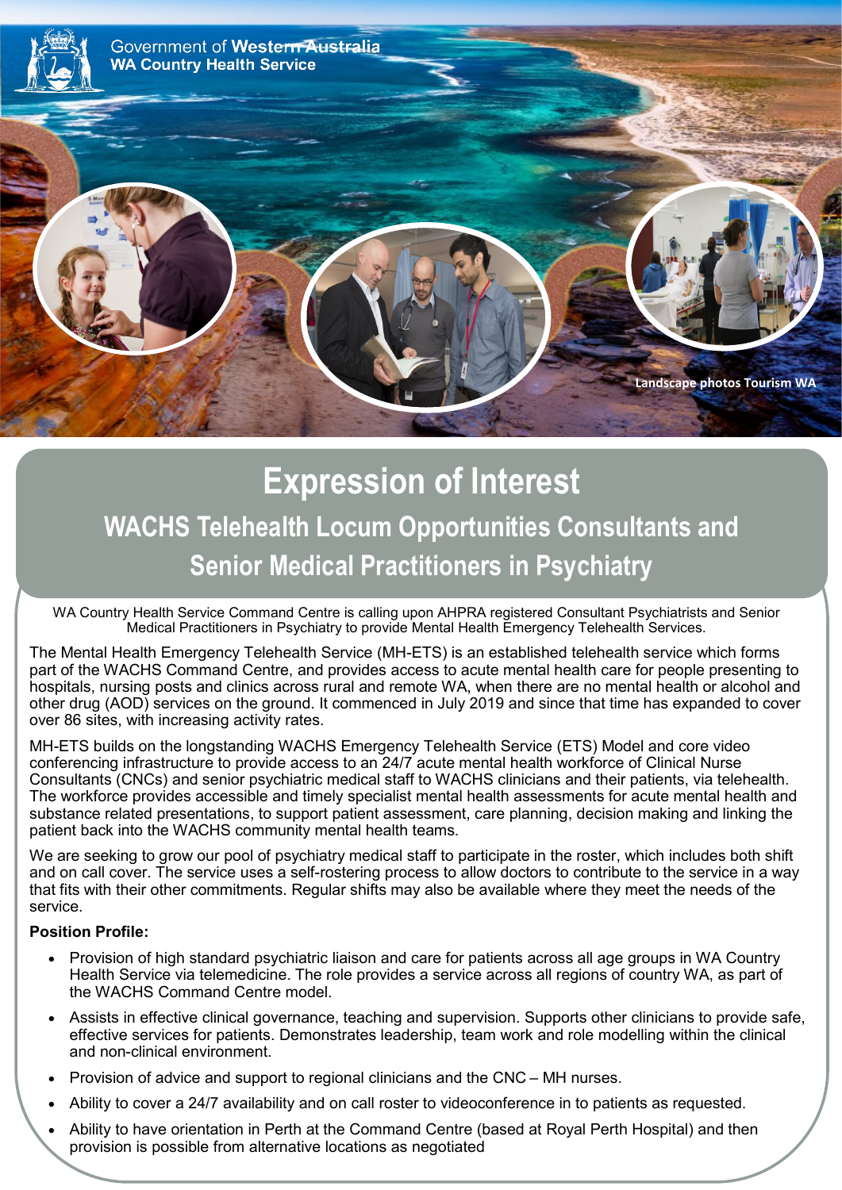Government of Western Australia
WA Country Health Service

Landscape photos Tourism WA

# Expression of Interest

## WACHS Telehealth Locum Opportunities Consultants and Senior Medical Practitioners in Psychiatry

WA Country Health Service Command Centre is calling upon AHPRA registered Consultant Psychiatrists and Senior Medical Practitioners in Psychiatry to provide Mental Health Emergency Telehealth Services.

The Mental Health Emergency Telehealth Service (MH-ETS) is an established telehealth service which forms part of the WACHS Command Centre, and provides access to acute mental health care for people presenting to hospitals, nursing posts and clinics across rural and remote WA, when there are no mental health or alcohol and other drug (AOD) services on the ground. It commenced in July 2019 and since that time has expanded to cover over 86 sites, with increasing activity rates.

MH-ETS builds on the longstanding WACHS Emergency Telehealth Service (ETS) Model and core video conferencing infrastructure to provide access to an 24/7 acute mental health workforce of Clinical Nurse Consultants (CNCs) and senior psychiatric medical staff to WACHS clinicians and their patients, via telehealth. The workforce provides accessible and timely specialist mental health assessments for acute mental health and substance related presentations, to support patient assessment, care planning, decision making and linking the patient back into the WACHS community mental health teams.

We are seeking to grow our pool of psychiatry medical staff to participate in the roster, which includes both shift and on call cover. The service uses a self-rostering process to allow doctors to contribute to the service in a way that fits with their other commitments. Regular shifts may also be available where they meet the needs of the service.

**Position Profile:**

- Provision of high standard psychiatric liaison and care for patients across all age groups in WA Country Health Service via telemedicine. The role provides a service across all regions of country WA, as part of the WACHS Command Centre model.
- Assists in effective clinical governance, teaching and supervision. Supports other clinicians to provide safe, effective services for patients. Demonstrates leadership, team work and role modelling within the clinical and non-clinical environment.
- Provision of advice and support to regional clinicians and the CNC – MH nurses.
- Ability to cover a 24/7 availability and on call roster to videoconference in to patients as requested.
- Ability to have orientation in Perth at the Command Centre (based at Royal Perth Hospital) and then provision is possible from alternative locations as negotiated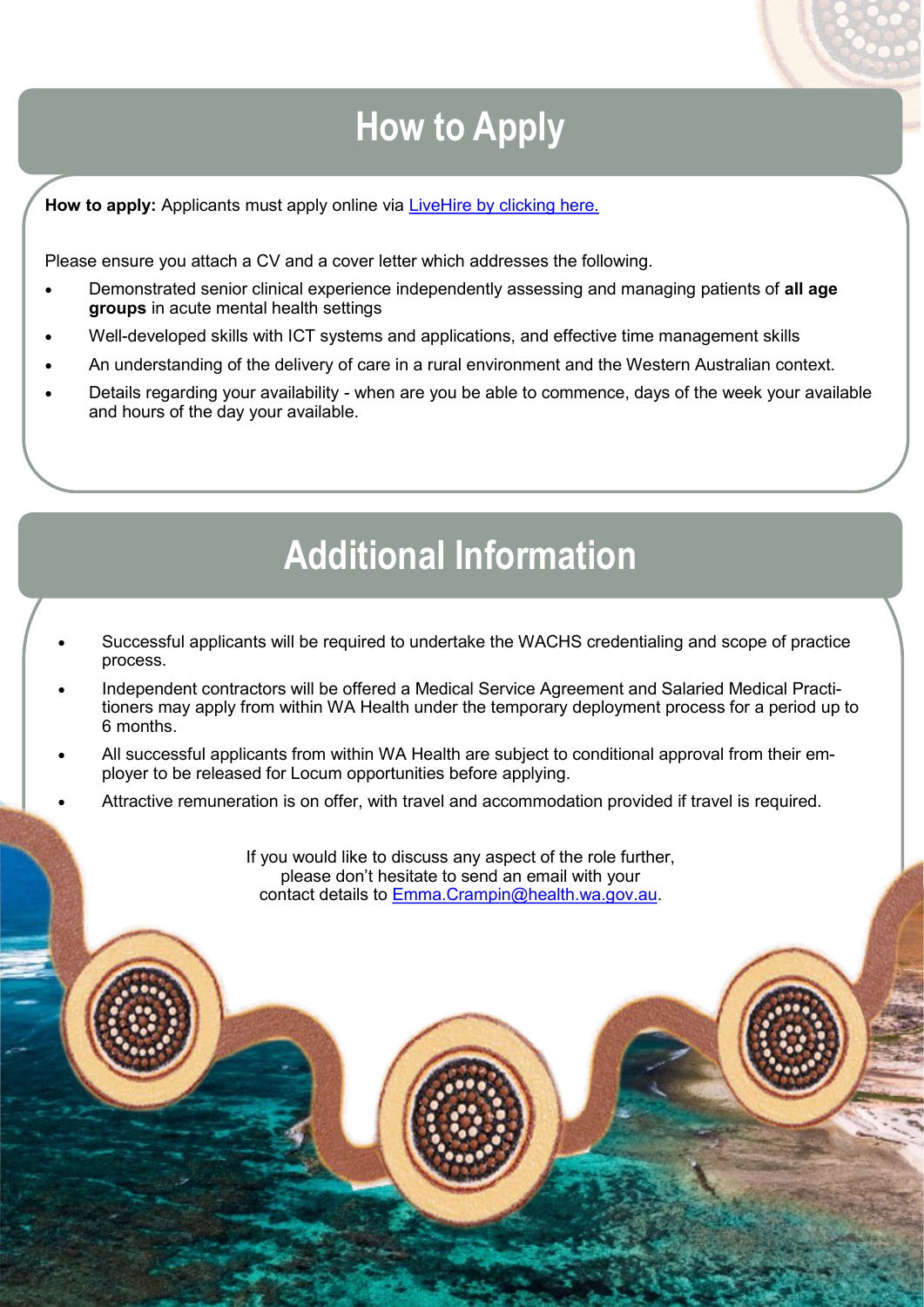## How to Apply

**How to apply:** Applicants must apply online via LiveHire by clicking here.

Please ensure you attach a CV and a cover letter which addresses the following.

- Demonstrated senior clinical experience independently assessing and managing patients of **all age groups** in acute mental health settings
- Well-developed skills with ICT systems and applications, and effective time management skills
- An understanding of the delivery of care in a rural environment and the Western Australian context.
- Details regarding your availability - when are you be able to commence, days of the week your available and hours of the day your available.

## Additional Information

- Successful applicants will be required to undertake the WACHS credentialing and scope of practice process.
- Independent contractors will be offered a Medical Service Agreement and Salaried Medical Practitioners may apply from within WA Health under the temporary deployment process for a period up to 6 months.
- All successful applicants from within WA Health are subject to conditional approval from their employer to be released for Locum opportunities before applying.
- Attractive remuneration is on offer, with travel and accommodation provided if travel is required.

If you would like to discuss any aspect of the role further, please don't hesitate to send an email with your contact details to Emma.Crampin@health.wa.gov.au.